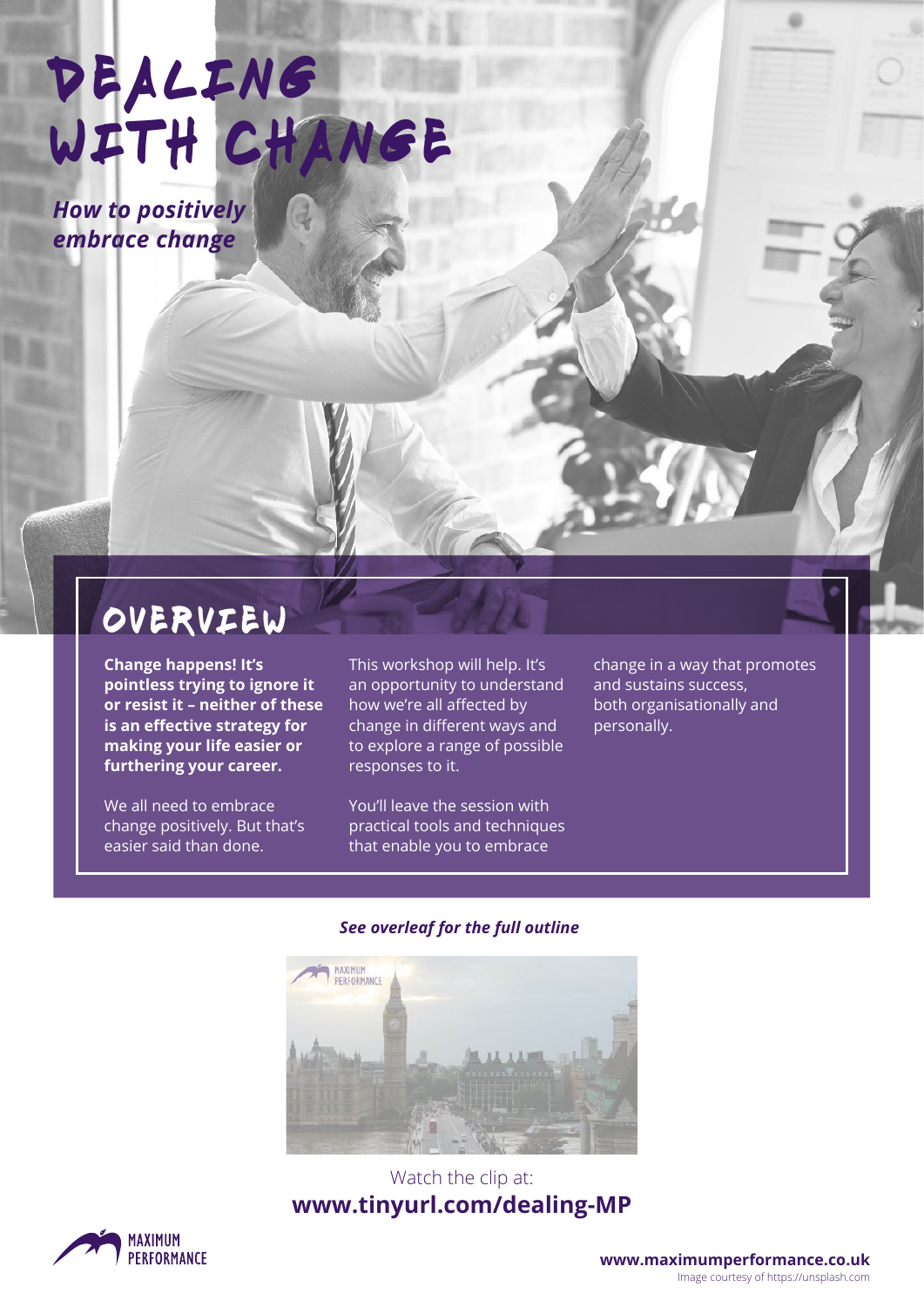# DEALING WITH CHANGE

***How to positively embrace change***

## OVERVIEW

**Change happens! It's pointless trying to ignore it or resist it – neither of these is an effective strategy for making your life easier or furthering your career.**

We all need to embrace change positively. But that's easier said than done.

This workshop will help. It's an opportunity to understand how we're all affected by change in different ways and to explore a range of possible responses to it.

You'll leave the session with practical tools and techniques that enable you to embrace change in a way that promotes and sustains success, both organisationally and personally.

***See overleaf for the full outline***

Watch the clip at:
**www.tinyurl.com/dealing-MP**

MAXIMUM PERFORMANCE

**www.maximumperformance.co.uk**
Image courtesy of https://unsplash.com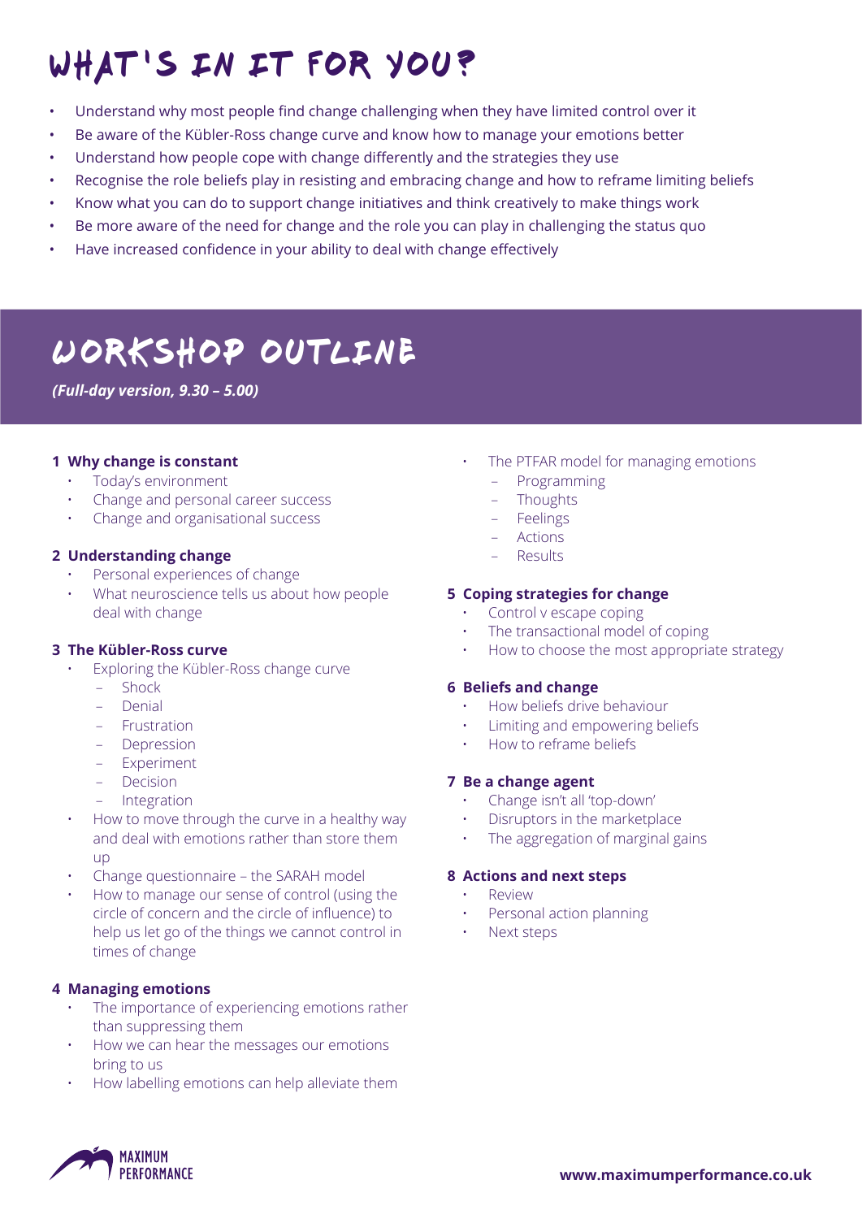# WHAT'S IN IT FOR YOU?

- Understand why most people find change challenging when they have limited control over it
- Be aware of the Kübler-Ross change curve and know how to manage your emotions better
- Understand how people cope with change differently and the strategies they use
- Recognise the role beliefs play in resisting and embracing change and how to reframe limiting beliefs
- Know what you can do to support change initiatives and think creatively to make things work
- Be more aware of the need for change and the role you can play in challenging the status quo
- Have increased confidence in your ability to deal with change effectively

# WORKSHOP OUTLINE

***(Full-day version, 9.30 – 5.00)***

**1 Why change is constant**

- Today's environment
- Change and personal career success
- Change and organisational success

**2 Understanding change**

- Personal experiences of change
- What neuroscience tells us about how people deal with change

**3 The Kübler-Ross curve**

- Exploring the Kübler-Ross change curve
  - Shock
  - Denial
  - Frustration
  - Depression
  - Experiment
  - Decision
  - Integration
- How to move through the curve in a healthy way and deal with emotions rather than store them up
- Change questionnaire – the SARAH model
- How to manage our sense of control (using the circle of concern and the circle of influence) to help us let go of the things we cannot control in times of change

**4 Managing emotions**

- The importance of experiencing emotions rather than suppressing them
- How we can hear the messages our emotions bring to us
- How labelling emotions can help alleviate them
- The PTFAR model for managing emotions
  - Programming
  - Thoughts
  - Feelings
  - Actions
  - Results

**5 Coping strategies for change**

- Control v escape coping
- The transactional model of coping
- How to choose the most appropriate strategy

**6 Beliefs and change**

- How beliefs drive behaviour
- Limiting and empowering beliefs
- How to reframe beliefs

**7 Be a change agent**

- Change isn't all 'top-down'
- Disruptors in the marketplace
- The aggregation of marginal gains

**8 Actions and next steps**

- Review
- Personal action planning
- Next steps

MAXIMUM PERFORMANCE

www.maximumperformance.co.uk